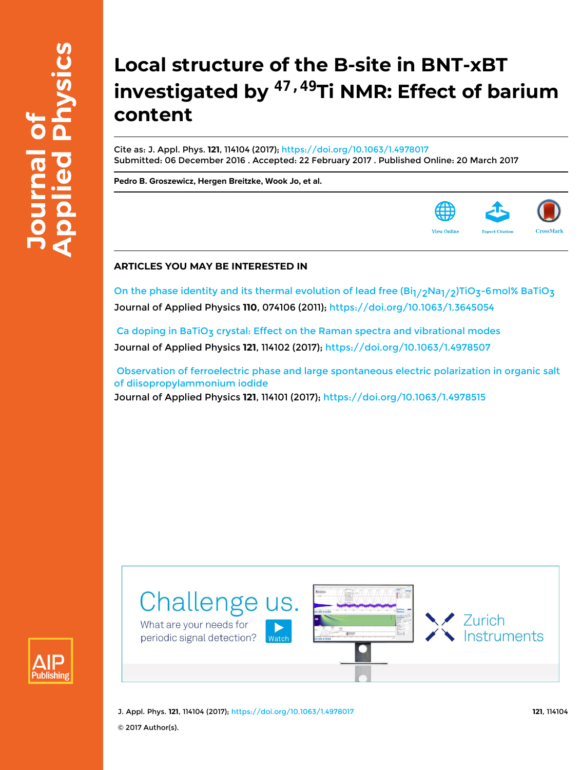# Local structure of the B-site in BNT-xBT investigated by $^{47,49}$Ti NMR: Effect of barium content

Cite as: J. Appl. Phys. **121**, 114104 (2017); https://doi.org/10.1063/1.4978017
Submitted: 06 December 2016 . Accepted: 22 February 2017 . Published Online: 20 March 2017

**Pedro B. Groszewicz, Hergen Breitzke, Wook Jo, et al.**

View Online | Export Citation | CrossMark

## ARTICLES YOU MAY BE INTERESTED IN

On the phase identity and its thermal evolution of lead free $(Bi_{1/2}Na_{1/2})TiO_3$-6 mol% $BaTiO_3$
Journal of Applied Physics **110**, 074106 (2011); https://doi.org/10.1063/1.3645054

Ca doping in $BaTiO_3$ crystal: Effect on the Raman spectra and vibrational modes
Journal of Applied Physics **121**, 114102 (2017); https://doi.org/10.1063/1.4978507

Observation of ferroelectric phase and large spontaneous electric polarization in organic salt of diisopropylammonium iodide
Journal of Applied Physics **121**, 114101 (2017); https://doi.org/10.1063/1.4978515

© 2017 Author(s).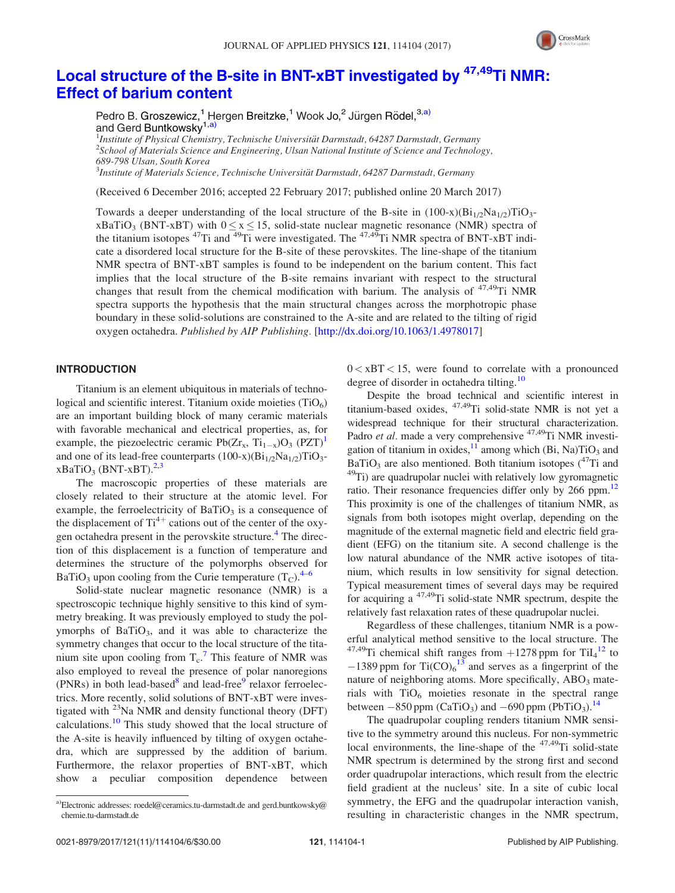# Local structure of the B-site in BNT-xBT investigated by $^{47,49}$Ti NMR: Effect of barium content

Pedro B. Groszewicz,[1] Hergen Breitzke,[1] Wook Jo,[2] Jürgen Rödel,[3,a)] and Gerd Buntkowsky[1,a)]

[1]*Institute of Physical Chemistry, Technische Universität Darmstadt, 64287 Darmstadt, Germany*
[2]*School of Materials Science and Engineering, Ulsan National Institute of Science and Technology, 689-798 Ulsan, South Korea*
[3]*Institute of Materials Science, Technische Universität Darmstadt, 64287 Darmstadt, Germany*

(Received 6 December 2016; accepted 22 February 2017; published online 20 March 2017)

Towards a deeper understanding of the local structure of the B-site in (100-x)($Bi_{1/2}Na_{1/2}$)$TiO_3$-x$BaTiO_3$ (BNT-xBT) with $0 \le x \le 15$, solid-state nuclear magnetic resonance (NMR) spectra of the titanium isotopes $^{47}$Ti and $^{49}$Ti were investigated. The $^{47,49}$Ti NMR spectra of BNT-xBT indicate a disordered local structure for the B-site of these perovskites. The line-shape of the titanium NMR spectra of BNT-xBT samples is found to be independent on the barium content. This fact implies that the local structure of the B-site remains invariant with respect to the structural changes that result from the chemical modification with barium. The analysis of $^{47,49}$Ti NMR spectra supports the hypothesis that the main structural changes across the morphotropic phase boundary in these solid-solutions are constrained to the A-site and are related to the tilting of rigid oxygen octahedra. *Published by AIP Publishing.* [http://dx.doi.org/10.1063/1.4978017]

## INTRODUCTION

Titanium is an element ubiquitous in materials of technological and scientific interest. Titanium oxide moieties ($TiO_6$) are an important building block of many ceramic materials with favorable mechanical and electrical properties, as, for example, the piezoelectric ceramic Pb($Zr_x$, $Ti_{1-x}$)$O_3$ (PZT)[1] and one of its lead-free counterparts (100-x)($Bi_{1/2}Na_{1/2}$)$TiO_3$-x$BaTiO_3$ (BNT-xBT).[2,3]

The macroscopic properties of these materials are closely related to their structure at the atomic level. For example, the ferroelectricity of $BaTiO_3$ is a consequence of the displacement of $Ti^{4+}$ cations out of the center of the oxygen octahedra present in the perovskite structure.[4] The direction of this displacement is a function of temperature and determines the structure of the polymorphs observed for $BaTiO_3$ upon cooling from the Curie temperature ($T_C$).[4–6]

Solid-state nuclear magnetic resonance (NMR) is a spectroscopic technique highly sensitive to this kind of symmetry breaking. It was previously employed to study the polymorphs of $BaTiO_3$, and it was able to characterize the symmetry changes that occur to the local structure of the titanium site upon cooling from $T_c$.[7] This feature of NMR was also employed to reveal the presence of polar nanoregions (PNRs) in both lead-based[8] and lead-free[9] relaxor ferroelectrics. More recently, solid solutions of BNT-xBT were investigated with $^{23}$Na NMR and density functional theory (DFT) calculations.[10] This study showed that the local structure of the A-site is heavily influenced by tilting of oxygen octahedra, which are suppressed by the addition of barium. Furthermore, the relaxor properties of BNT-xBT, which show a peculiar composition dependence between $0 < xBT < 15$, were found to correlate with a pronounced degree of disorder in octahedra tilting.[10]

Despite the broad technical and scientific interest in titanium-based oxides, $^{47,49}$Ti solid-state NMR is not yet a widespread technique for their structural characterization. Padro *et al.* made a very comprehensive $^{47,49}$Ti NMR investigation of titanium in oxides,[11] among which (Bi, Na)$TiO_3$ and $BaTiO_3$ are also mentioned. Both titanium isotopes ($^{47}$Ti and $^{49}$Ti) are quadrupolar nuclei with relatively low gyromagnetic ratio. Their resonance frequencies differ only by 266 ppm.[12] This proximity is one of the challenges of titanium NMR, as signals from both isotopes might overlap, depending on the magnitude of the external magnetic field and electric field gradient (EFG) on the titanium site. A second challenge is the low natural abundance of the NMR active isotopes of titanium, which results in low sensitivity for signal detection. Typical measurement times of several days may be required for acquiring a $^{47,49}$Ti solid-state NMR spectrum, despite the relatively fast relaxation rates of these quadrupolar nuclei.

Regardless of these challenges, titanium NMR is a powerful analytical method sensitive to the local structure. The $^{47,49}$Ti chemical shift ranges from +1278 ppm for $TiI_4$[12] to −1389 ppm for $Ti(CO)_6$[13] and serves as a fingerprint of the nature of neighboring atoms. More specifically, $ABO_3$ materials with $TiO_6$ moieties resonate in the spectral range between −850 ppm ($CaTiO_3$) and −690 ppm ($PbTiO_3$).[14]

The quadrupolar coupling renders titanium NMR sensitive to the symmetry around this nucleus. For non-symmetric local environments, the line-shape of the $^{47,49}$Ti solid-state NMR spectrum is determined by the strong first and second order quadrupolar interactions, which result from the electric field gradient at the nucleus' site. In a site of cubic local symmetry, the EFG and the quadrupolar interaction vanish, resulting in characteristic changes in the NMR spectrum,

a)Electronic addresses: roedel@ceramics.tu-darmstadt.de and gerd.buntkowsky@chemie.tu-darmstadt.de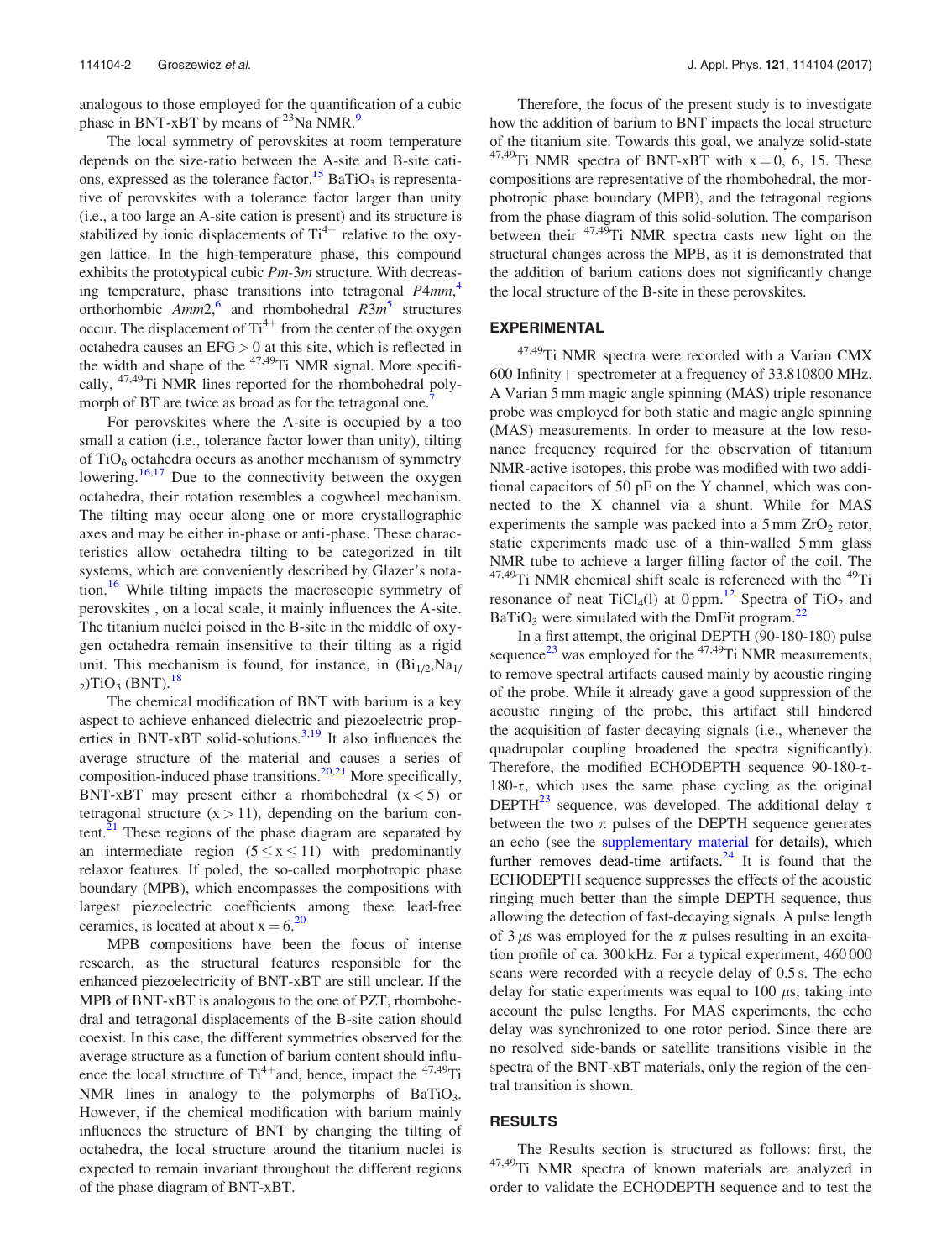analogous to those employed for the quantification of a cubic phase in BNT-xBT by means of $^{23}$Na NMR.[9]

The local symmetry of perovskites at room temperature depends on the size-ratio between the A-site and B-site cations, expressed as the tolerance factor.[15] $BaTiO_3$ is representative of perovskites with a tolerance factor larger than unity (i.e., a too large an A-site cation is present) and its structure is stabilized by ionic displacements of $Ti^{4+}$ relative to the oxygen lattice. In the high-temperature phase, this compound exhibits the prototypical cubic *Pm-3m* structure. With decreasing temperature, phase transitions into tetragonal *P4mm*,[4] orthorhombic *Amm2*,[6] and rhombohedral *R3m*[5] structures occur. The displacement of $Ti^{4+}$ from the center of the oxygen octahedra causes an EFG > 0 at this site, which is reflected in the width and shape of the $^{47,49}$Ti NMR signal. More specifically, $^{47,49}$Ti NMR lines reported for the rhombohedral polymorph of BT are twice as broad as for the tetragonal one.[7]

For perovskites where the A-site is occupied by a too small a cation (i.e., tolerance factor lower than unity), tilting of $TiO_6$ octahedra occurs as another mechanism of symmetry lowering.[16,17] Due to the connectivity between the oxygen octahedra, their rotation resembles a cogwheel mechanism. The tilting may occur along one or more crystallographic axes and may be either in-phase or anti-phase. These characteristics allow octahedra tilting to be categorized in tilt systems, which are conveniently described by Glazer's notation.[16] While tilting impacts the macroscopic symmetry of perovskites , on a local scale, it mainly influences the A-site. The titanium nuclei poised in the B-site in the middle of oxygen octahedra remain insensitive to their tilting as a rigid unit. This mechanism is found, for instance, in $(Bi_{1/2},Na_{1/2})TiO_3$ (BNT).[18]

The chemical modification of BNT with barium is a key aspect to achieve enhanced dielectric and piezoelectric properties in BNT-xBT solid-solutions.[3,19] It also influences the average structure of the material and causes a series of composition-induced phase transitions.[20,21] More specifically, BNT-xBT may present either a rhombohedral ($x < 5$) or tetragonal structure ($x > 11$), depending on the barium content.[21] These regions of the phase diagram are separated by an intermediate region ($5 \leq x \leq 11$) with predominantly relaxor features. If poled, the so-called morphotropic phase boundary (MPB), which encompasses the compositions with largest piezoelectric coefficients among these lead-free ceramics, is located at about $x = 6$.[20]

MPB compositions have been the focus of intense research, as the structural features responsible for the enhanced piezoelectricity of BNT-xBT are still unclear. If the MPB of BNT-xBT is analogous to the one of PZT, rhombohedral and tetragonal displacements of the B-site cation should coexist. In this case, the different symmetries observed for the average structure as a function of barium content should influence the local structure of $Ti^{4+}$and, hence, impact the $^{47,49}$Ti NMR lines in analogy to the polymorphs of $BaTiO_3$. However, if the chemical modification with barium mainly influences the structure of BNT by changing the tilting of octahedra, the local structure around the titanium nuclei is expected to remain invariant throughout the different regions of the phase diagram of BNT-xBT.

Therefore, the focus of the present study is to investigate how the addition of barium to BNT impacts the local structure of the titanium site. Towards this goal, we analyze solid-state $^{47,49}$Ti NMR spectra of BNT-xBT with $x = 0$, 6, 15. These compositions are representative of the rhombohedral, the morphotropic phase boundary (MPB), and the tetragonal regions from the phase diagram of this solid-solution. The comparison between their $^{47,49}$Ti NMR spectra casts new light on the structural changes across the MPB, as it is demonstrated that the addition of barium cations does not significantly change the local structure of the B-site in these perovskites.

## EXPERIMENTAL

$^{47,49}$Ti NMR spectra were recorded with a Varian CMX 600 Infinity+ spectrometer at a frequency of 33.810800 MHz. A Varian 5 mm magic angle spinning (MAS) triple resonance probe was employed for both static and magic angle spinning (MAS) measurements. In order to measure at the low resonance frequency required for the observation of titanium NMR-active isotopes, this probe was modified with two additional capacitors of 50 pF on the Y channel, which was connected to the X channel via a shunt. While for MAS experiments the sample was packed into a 5 mm $ZrO_2$ rotor, static experiments made use of a thin-walled 5 mm glass NMR tube to achieve a larger filling factor of the coil. The $^{47,49}$Ti NMR chemical shift scale is referenced with the $^{49}$Ti resonance of neat $TiCl_4$(l) at 0 ppm.[12] Spectra of $TiO_2$ and $BaTiO_3$ were simulated with the DmFit program.[22]

In a first attempt, the original DEPTH (90-180-180) pulse sequence[23] was employed for the $^{47,49}$Ti NMR measurements, to remove spectral artifacts caused mainly by acoustic ringing of the probe. While it already gave a good suppression of the acoustic ringing of the probe, this artifact still hindered the acquisition of faster decaying signals (i.e., whenever the quadrupolar coupling broadened the spectra significantly). Therefore, the modified ECHODEPTH sequence 90-180-$\tau$-180-$\tau$, which uses the same phase cycling as the original DEPTH[23] sequence, was developed. The additional delay $\tau$ between the two $\pi$ pulses of the DEPTH sequence generates an echo (see the supplementary material for details), which further removes dead-time artifacts.[24] It is found that the ECHODEPTH sequence suppresses the effects of the acoustic ringing much better than the simple DEPTH sequence, thus allowing the detection of fast-decaying signals. A pulse length of 3 $\mu$s was employed for the $\pi$ pulses resulting in an excitation profile of ca. 300 kHz. For a typical experiment, 460 000 scans were recorded with a recycle delay of 0.5 s. The echo delay for static experiments was equal to 100 $\mu$s, taking into account the pulse lengths. For MAS experiments, the echo delay was synchronized to one rotor period. Since there are no resolved side-bands or satellite transitions visible in the spectra of the BNT-xBT materials, only the region of the central transition is shown.

## RESULTS

The Results section is structured as follows: first, the $^{47,49}$Ti NMR spectra of known materials are analyzed in order to validate the ECHODEPTH sequence and to test the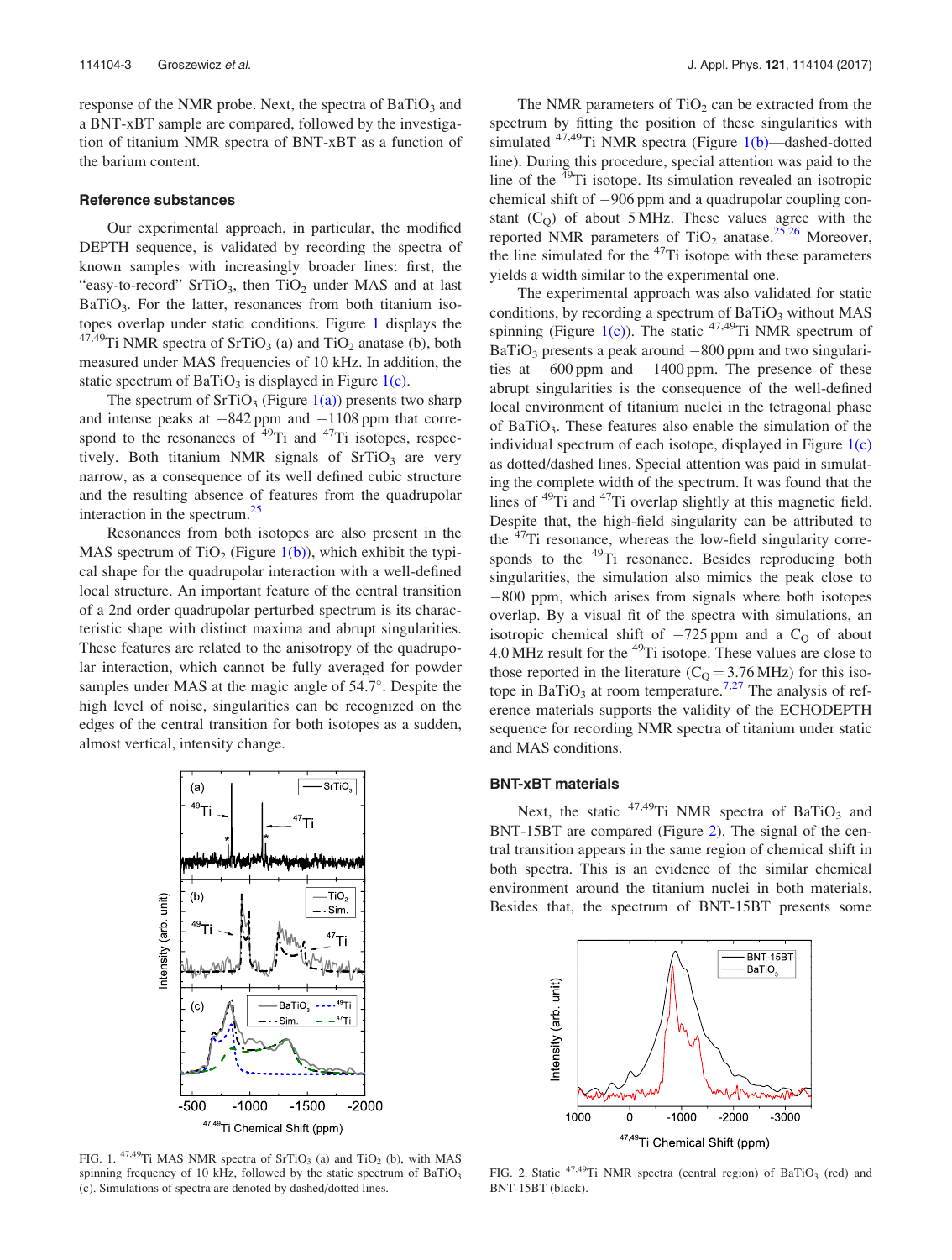response of the NMR probe. Next, the spectra of $BaTiO_3$ and a BNT-xBT sample are compared, followed by the investigation of titanium NMR spectra of BNT-xBT as a function of the barium content.

### Reference substances

Our experimental approach, in particular, the modified DEPTH sequence, is validated by recording the spectra of known samples with increasingly broader lines: first, the "easy-to-record" $SrTiO_3$, then $TiO_2$ under MAS and at last $BaTiO_3$. For the latter, resonances from both titanium isotopes overlap under static conditions. Figure 1 displays the $^{47,49}$Ti NMR spectra of $SrTiO_3$ (a) and $TiO_2$ anatase (b), both measured under MAS frequencies of 10 kHz. In addition, the static spectrum of $BaTiO_3$ is displayed in Figure 1(c).

The spectrum of $SrTiO_3$ (Figure 1(a)) presents two sharp and intense peaks at −842 ppm and −1108 ppm that correspond to the resonances of $^{49}$Ti and $^{47}$Ti isotopes, respectively. Both titanium NMR signals of $SrTiO_3$ are very narrow, as a consequence of its well defined cubic structure and the resulting absence of features from the quadrupolar interaction in the spectrum.[25]

Resonances from both isotopes are also present in the MAS spectrum of $TiO_2$ (Figure 1(b)), which exhibit the typical shape for the quadrupolar interaction with a well-defined local structure. An important feature of the central transition of a 2nd order quadrupolar perturbed spectrum is its characteristic shape with distinct maxima and abrupt singularities. These features are related to the anisotropy of the quadrupolar interaction, which cannot be fully averaged for powder samples under MAS at the magic angle of 54.7°. Despite the high level of noise, singularities can be recognized on the edges of the central transition for both isotopes as a sudden, almost vertical, intensity change.

FIG. 1. $^{47,49}$Ti MAS NMR spectra of $SrTiO_3$ (a) and $TiO_2$ (b), with MAS spinning frequency of 10 kHz, followed by the static spectrum of $BaTiO_3$ (c). Simulations of spectra are denoted by dashed/dotted lines.

The NMR parameters of $TiO_2$ can be extracted from the spectrum by fitting the position of these singularities with simulated $^{47,49}$Ti NMR spectra (Figure 1(b)—dashed-dotted line). During this procedure, special attention was paid to the line of the $^{49}$Ti isotope. Its simulation revealed an isotropic chemical shift of −906 ppm and a quadrupolar coupling constant ($C_Q$) of about 5 MHz. These values agree with the reported NMR parameters of $TiO_2$ anatase.[25,26] Moreover, the line simulated for the $^{47}$Ti isotope with these parameters yields a width similar to the experimental one.

The experimental approach was also validated for static conditions, by recording a spectrum of $BaTiO_3$ without MAS spinning (Figure 1(c)). The static $^{47,49}$Ti NMR spectrum of $BaTiO_3$ presents a peak around −800 ppm and two singularities at −600 ppm and −1400 ppm. The presence of these abrupt singularities is the consequence of the well-defined local environment of titanium nuclei in the tetragonal phase of $BaTiO_3$. These features also enable the simulation of the individual spectrum of each isotope, displayed in Figure 1(c) as dotted/dashed lines. Special attention was paid in simulating the complete width of the spectrum. It was found that the lines of $^{49}$Ti and $^{47}$Ti overlap slightly at this magnetic field. Despite that, the high-field singularity can be attributed to the $^{47}$Ti resonance, whereas the low-field singularity corresponds to the $^{49}$Ti resonance. Besides reproducing both singularities, the simulation also mimics the peak close to −800 ppm, which arises from signals where both isotopes overlap. By a visual fit of the spectra with simulations, an isotropic chemical shift of −725 ppm and a $C_Q$ of about 4.0 MHz result for the $^{49}$Ti isotope. These values are close to those reported in the literature ($C_Q$ = 3.76 MHz) for this isotope in $BaTiO_3$ at room temperature.[7,27] The analysis of reference materials supports the validity of the ECHODEPTH sequence for recording NMR spectra of titanium under static and MAS conditions.

### BNT-xBT materials

Next, the static $^{47,49}$Ti NMR spectra of $BaTiO_3$ and BNT-15BT are compared (Figure 2). The signal of the central transition appears in the same region of chemical shift in both spectra. This is an evidence of the similar chemical environment around the titanium nuclei in both materials. Besides that, the spectrum of BNT-15BT presents some

FIG. 2. Static $^{47,49}$Ti NMR spectra (central region) of $BaTiO_3$ (red) and BNT-15BT (black).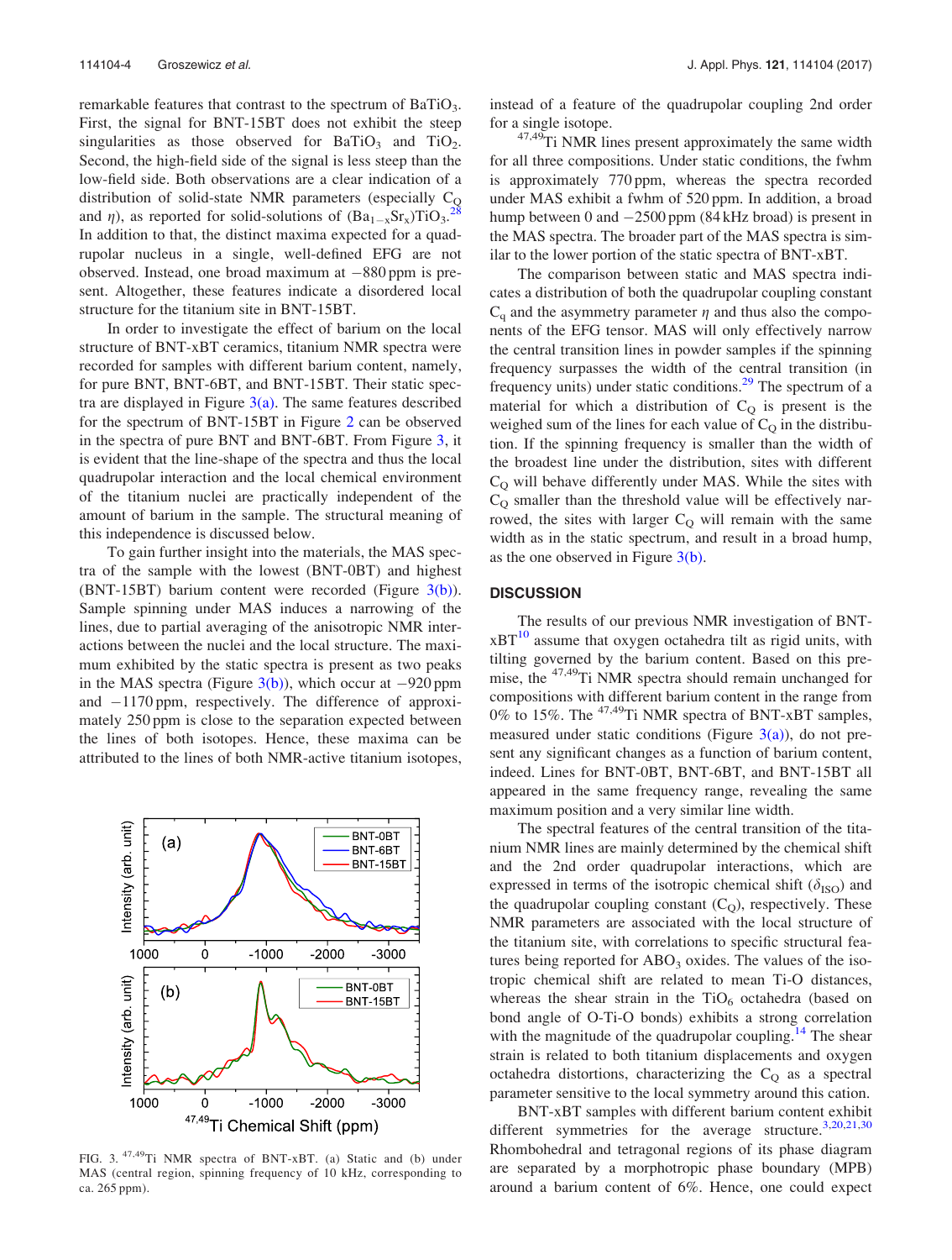remarkable features that contrast to the spectrum of $BaTiO_3$. First, the signal for BNT-15BT does not exhibit the steep singularities as those observed for $BaTiO_3$ and $TiO_2$. Second, the high-field side of the signal is less steep than the low-field side. Both observations are a clear indication of a distribution of solid-state NMR parameters (especially $C_Q$ and $\eta$), as reported for solid-solutions of $(Ba_{1-x}Sr_x)TiO_3$.[28] In addition to that, the distinct maxima expected for a quadrupolar nucleus in a single, well-defined EFG are not observed. Instead, one broad maximum at −880 ppm is present. Altogether, these features indicate a disordered local structure for the titanium site in BNT-15BT.

In order to investigate the effect of barium on the local structure of BNT-xBT ceramics, titanium NMR spectra were recorded for samples with different barium content, namely, for pure BNT, BNT-6BT, and BNT-15BT. Their static spectra are displayed in Figure 3(a). The same features described for the spectrum of BNT-15BT in Figure 2 can be observed in the spectra of pure BNT and BNT-6BT. From Figure 3, it is evident that the line-shape of the spectra and thus the local quadrupolar interaction and the local chemical environment of the titanium nuclei are practically independent of the amount of barium in the sample. The structural meaning of this independence is discussed below.

To gain further insight into the materials, the MAS spectra of the sample with the lowest (BNT-0BT) and highest (BNT-15BT) barium content were recorded (Figure 3(b)). Sample spinning under MAS induces a narrowing of the lines, due to partial averaging of the anisotropic NMR interactions between the nuclei and the local structure. The maximum exhibited by the static spectra is present as two peaks in the MAS spectra (Figure 3(b)), which occur at −920 ppm and −1170 ppm, respectively. The difference of approximately 250 ppm is close to the separation expected between the lines of both isotopes. Hence, these maxima can be attributed to the lines of both NMR-active titanium isotopes, instead of a feature of the quadrupolar coupling 2nd order for a single isotope.

$^{47,49}$Ti NMR lines present approximately the same width for all three compositions. Under static conditions, the fwhm is approximately 770 ppm, whereas the spectra recorded under MAS exhibit a fwhm of 520 ppm. In addition, a broad hump between 0 and −2500 ppm (84 kHz broad) is present in the MAS spectra. The broader part of the MAS spectra is similar to the lower portion of the static spectra of BNT-xBT.

The comparison between static and MAS spectra indicates a distribution of both the quadrupolar coupling constant $C_q$ and the asymmetry parameter $\eta$ and thus also the components of the EFG tensor. MAS will only effectively narrow the central transition lines in powder samples if the spinning frequency surpasses the width of the central transition (in frequency units) under static conditions.[29] The spectrum of a material for which a distribution of $C_Q$ is present is the weighed sum of the lines for each value of $C_Q$ in the distribution. If the spinning frequency is smaller than the width of the broadest line under the distribution, sites with different $C_Q$ will behave differently under MAS. While the sites with $C_Q$ smaller than the threshold value will be effectively narrowed, the sites with larger $C_Q$ will remain with the same width as in the static spectrum, and result in a broad hump, as the one observed in Figure 3(b).

FIG. 3. $^{47,49}$Ti NMR spectra of BNT-xBT. (a) Static and (b) under MAS (central region, spinning frequency of 10 kHz, corresponding to ca. 265 ppm).

## DISCUSSION

The results of our previous NMR investigation of BNT-xBT[10] assume that oxygen octahedra tilt as rigid units, with tilting governed by the barium content. Based on this premise, the $^{47,49}$Ti NMR spectra should remain unchanged for compositions with different barium content in the range from 0% to 15%. The $^{47,49}$Ti NMR spectra of BNT-xBT samples, measured under static conditions (Figure 3(a)), do not present any significant changes as a function of barium content, indeed. Lines for BNT-0BT, BNT-6BT, and BNT-15BT all appeared in the same frequency range, revealing the same maximum position and a very similar line width.

The spectral features of the central transition of the titanium NMR lines are mainly determined by the chemical shift and the 2nd order quadrupolar interactions, which are expressed in terms of the isotropic chemical shift ($\delta_{ISO}$) and the quadrupolar coupling constant ($C_Q$), respectively. These NMR parameters are associated with the local structure of the titanium site, with correlations to specific structural features being reported for $ABO_3$ oxides. The values of the isotropic chemical shift are related to mean Ti-O distances, whereas the shear strain in the $TiO_6$ octahedra (based on bond angle of O-Ti-O bonds) exhibits a strong correlation with the magnitude of the quadrupolar coupling.[14] The shear strain is related to both titanium displacements and oxygen octahedra distortions, characterizing the $C_Q$ as a spectral parameter sensitive to the local symmetry around this cation.

BNT-xBT samples with different barium content exhibit different symmetries for the average structure.[3,20,21,30] Rhombohedral and tetragonal regions of its phase diagram are separated by a morphotropic phase boundary (MPB) around a barium content of 6%. Hence, one could expect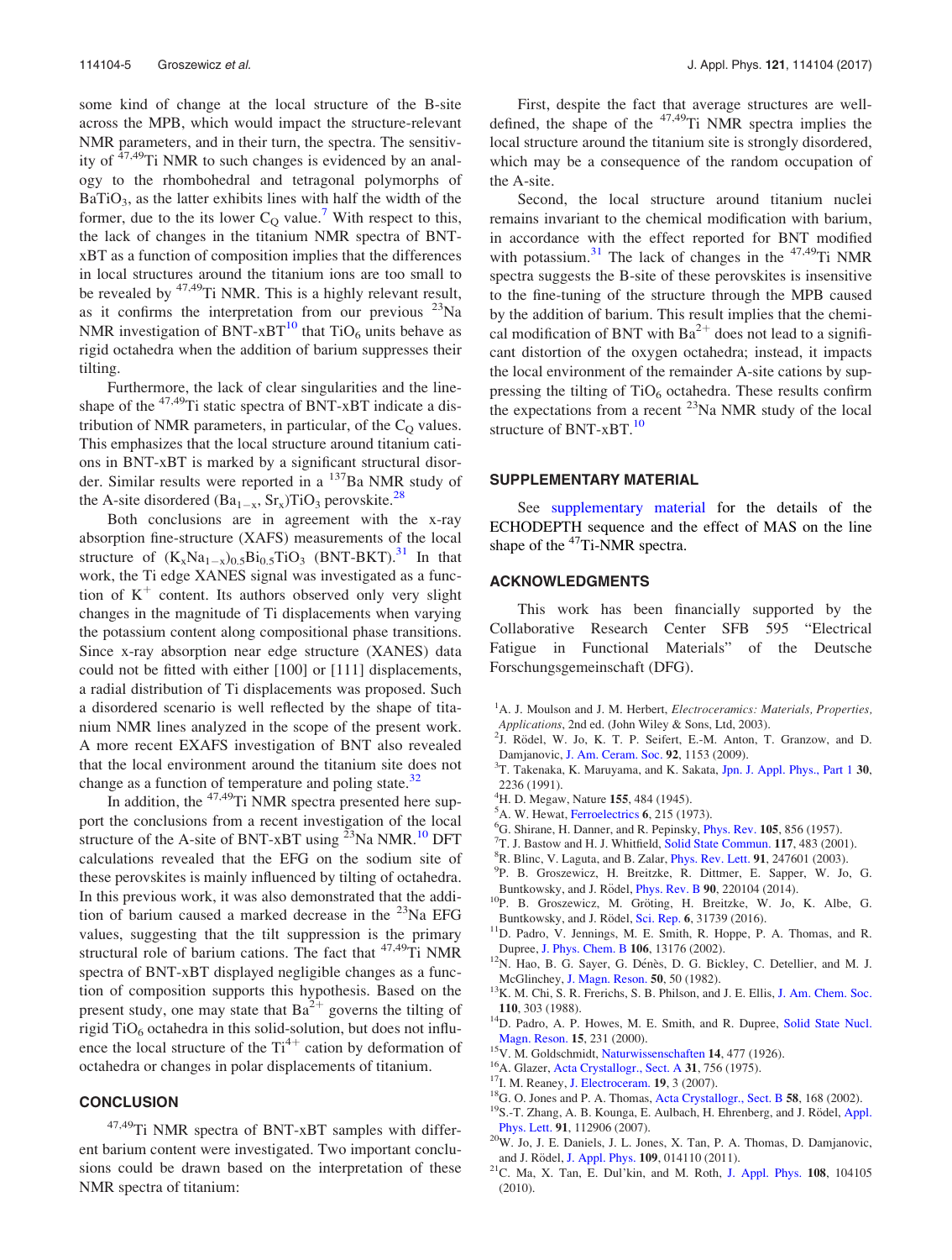some kind of change at the local structure of the B-site across the MPB, which would impact the structure-relevant NMR parameters, and in their turn, the spectra. The sensitivity of $^{47,49}$Ti NMR to such changes is evidenced by an analogy to the rhombohedral and tetragonal polymorphs of $BaTiO_3$, as the latter exhibits lines with half the width of the former, due to the its lower $C_Q$ value.[7] With respect to this, the lack of changes in the titanium NMR spectra of BNT-xBT as a function of composition implies that the differences in local structures around the titanium ions are too small to be revealed by $^{47,49}$Ti NMR. This is a highly relevant result, as it confirms the interpretation from our previous $^{23}$Na NMR investigation of BNT-xBT[10] that $TiO_6$ units behave as rigid octahedra when the addition of barium suppresses their tilting.

Furthermore, the lack of clear singularities and the lineshape of the $^{47,49}$Ti static spectra of BNT-xBT indicate a distribution of NMR parameters, in particular, of the $C_Q$ values. This emphasizes that the local structure around titanium cations in BNT-xBT is marked by a significant structural disorder. Similar results were reported in a $^{137}$Ba NMR study of the A-site disordered $(Ba_{1-x}, Sr_x)TiO_3$ perovskite.[28]

Both conclusions are in agreement with the x-ray absorption fine-structure (XAFS) measurements of the local structure of $(K_xNa_{1-x})_{0.5}Bi_{0.5}TiO_3$ (BNT-BKT).[31] In that work, the Ti edge XANES signal was investigated as a function of $K^+$ content. Its authors observed only very slight changes in the magnitude of Ti displacements when varying the potassium content along compositional phase transitions. Since x-ray absorption near edge structure (XANES) data could not be fitted with either [100] or [111] displacements, a radial distribution of Ti displacements was proposed. Such a disordered scenario is well reflected by the shape of titanium NMR lines analyzed in the scope of the present work. A more recent EXAFS investigation of BNT also revealed that the local environment around the titanium site does not change as a function of temperature and poling state.[32]

In addition, the $^{47,49}$Ti NMR spectra presented here support the conclusions from a recent investigation of the local structure of the A-site of BNT-xBT using $^{23}$Na NMR.[10] DFT calculations revealed that the EFG on the sodium site of these perovskites is mainly influenced by tilting of octahedra. In this previous work, it was also demonstrated that the addition of barium caused a marked decrease in the $^{23}$Na EFG values, suggesting that the tilt suppression is the primary structural role of barium cations. The fact that $^{47,49}$Ti NMR spectra of BNT-xBT displayed negligible changes as a function of composition supports this hypothesis. Based on the present study, one may state that $Ba^{2+}$ governs the tilting of rigid $TiO_6$ octahedra in this solid-solution, but does not influence the local structure of the $Ti^{4+}$ cation by deformation of octahedra or changes in polar displacements of titanium.

## CONCLUSION

$^{47,49}$Ti NMR spectra of BNT-xBT samples with different barium content were investigated. Two important conclusions could be drawn based on the interpretation of these NMR spectra of titanium:

First, despite the fact that average structures are well-defined, the shape of the $^{47,49}$Ti NMR spectra implies the local structure around the titanium site is strongly disordered, which may be a consequence of the random occupation of the A-site.

Second, the local structure around titanium nuclei remains invariant to the chemical modification with barium, in accordance with the effect reported for BNT modified with potassium.[31] The lack of changes in the $^{47,49}$Ti NMR spectra suggests the B-site of these perovskites is insensitive to the fine-tuning of the structure through the MPB caused by the addition of barium. This result implies that the chemical modification of BNT with $Ba^{2+}$ does not lead to a significant distortion of the oxygen octahedra; instead, it impacts the local environment of the remainder A-site cations by suppressing the tilting of $TiO_6$ octahedra. These results confirm the expectations from a recent $^{23}$Na NMR study of the local structure of BNT-xBT.[10]

## SUPPLEMENTARY MATERIAL

See supplementary material for the details of the ECHODEPTH sequence and the effect of MAS on the line shape of the $^{47}$Ti-NMR spectra.

## ACKNOWLEDGMENTS

This work has been financially supported by the Collaborative Research Center SFB 595 "Electrical Fatigue in Functional Materials" of the Deutsche Forschungsgemeinschaft (DFG).

[1] A. J. Moulson and J. M. Herbert, *Electroceramics: Materials, Properties, Applications*, 2nd ed. (John Wiley & Sons, Ltd, 2003).
[2] J. Rödel, W. Jo, K. T. P. Seifert, E.-M. Anton, T. Granzow, and D. Damjanovic, J. Am. Ceram. Soc. **92**, 1153 (2009).
[3] T. Takenaka, K. Maruyama, and K. Sakata, Jpn. J. Appl. Phys., Part 1 **30**, 2236 (1991).
[4] H. D. Megaw, Nature **155**, 484 (1945).
[5] A. W. Hewat, Ferroelectrics **6**, 215 (1973).
[6] G. Shirane, H. Danner, and R. Pepinsky, Phys. Rev. **105**, 856 (1957).
[7] T. J. Bastow and H. J. Whitfield, Solid State Commun. **117**, 483 (2001).
[8] R. Blinc, V. Laguta, and B. Zalar, Phys. Rev. Lett. **91**, 247601 (2003).
[9] P. B. Groszewicz, H. Breitzke, R. Dittmer, E. Sapper, W. Jo, G. Buntkowsky, and J. Rödel, Phys. Rev. B **90**, 220104 (2014).
[10] P. B. Groszewicz, M. Gröting, H. Breitzke, W. Jo, K. Albe, G. Buntkowsky, and J. Rödel, Sci. Rep. **6**, 31739 (2016).
[11] D. Padro, V. Jennings, M. E. Smith, R. Hoppe, P. A. Thomas, and R. Dupree, J. Phys. Chem. B **106**, 13176 (2002).
[12] N. Hao, B. G. Sayer, G. Dénès, D. G. Bickley, C. Detellier, and M. J. McGlinchey, J. Magn. Reson. **50**, 50 (1982).
[13] K. M. Chi, S. R. Frerichs, S. B. Philson, and J. E. Ellis, J. Am. Chem. Soc. **110**, 303 (1988).
[14] D. Padro, A. P. Howes, M. E. Smith, and R. Dupree, Solid State Nucl. Magn. Reson. **15**, 231 (2000).
[15] V. M. Goldschmidt, Naturwissenschaften **14**, 477 (1926).
[16] A. Glazer, Acta Crystallogr., Sect. A **31**, 756 (1975).
[17] I. M. Reaney, J. Electroceram. **19**, 3 (2007).
[18] G. O. Jones and P. A. Thomas, Acta Crystallogr., Sect. B **58**, 168 (2002).
[19] S.-T. Zhang, A. B. Kounga, E. Aulbach, H. Ehrenberg, and J. Rödel, Appl. Phys. Lett. **91**, 112906 (2007).
[20] W. Jo, J. E. Daniels, J. L. Jones, X. Tan, P. A. Thomas, D. Damjanovic, and J. Rödel, J. Appl. Phys. **109**, 014110 (2011).
[21] C. Ma, X. Tan, E. Dul'kin, and M. Roth, J. Appl. Phys. **108**, 104105 (2010).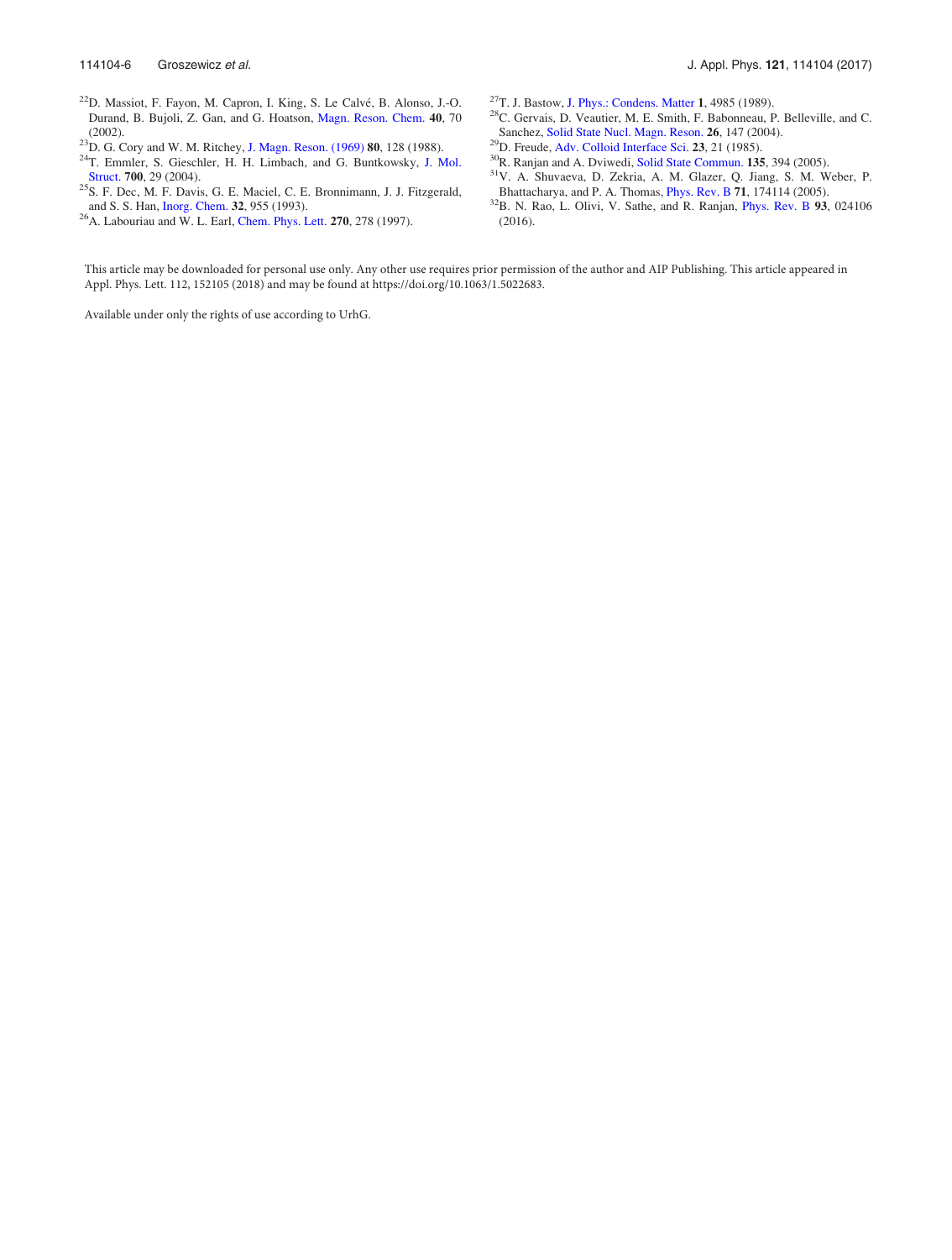[22] D. Massiot, F. Fayon, M. Capron, I. King, S. Le Calvé, B. Alonso, J.-O. Durand, B. Bujoli, Z. Gan, and G. Hoatson, Magn. Reson. Chem. **40**, 70 (2002).

[23] D. G. Cory and W. M. Ritchey, J. Magn. Reson. (1969) **80**, 128 (1988).

[24] T. Emmler, S. Gieschler, H. H. Limbach, and G. Buntkowsky, J. Mol. Struct. **700**, 29 (2004).

[25] S. F. Dec, M. F. Davis, G. E. Maciel, C. E. Bronnimann, J. J. Fitzgerald, and S. S. Han, Inorg. Chem. **32**, 955 (1993).

[26] A. Labouriau and W. L. Earl, Chem. Phys. Lett. **270**, 278 (1997).

[27] T. J. Bastow, J. Phys.: Condens. Matter **1**, 4985 (1989).

[28] C. Gervais, D. Veautier, M. E. Smith, F. Babonneau, P. Belleville, and C. Sanchez, Solid State Nucl. Magn. Reson. **26**, 147 (2004).

[29] D. Freude, Adv. Colloid Interface Sci. **23**, 21 (1985).

[30] R. Ranjan and A. Dviwedi, Solid State Commun. **135**, 394 (2005).

[31] V. A. Shuvaeva, D. Zekria, A. M. Glazer, Q. Jiang, S. M. Weber, P. Bhattacharya, and P. A. Thomas, Phys. Rev. B **71**, 174114 (2005).

[32] B. N. Rao, L. Olivi, V. Sathe, and R. Ranjan, Phys. Rev. B **93**, 024106 (2016).

This article may be downloaded for personal use only. Any other use requires prior permission of the author and AIP Publishing. This article appeared in Appl. Phys. Lett. 112, 152105 (2018) and may be found at https://doi.org/10.1063/1.5022683.

Available under only the rights of use according to UrhG.